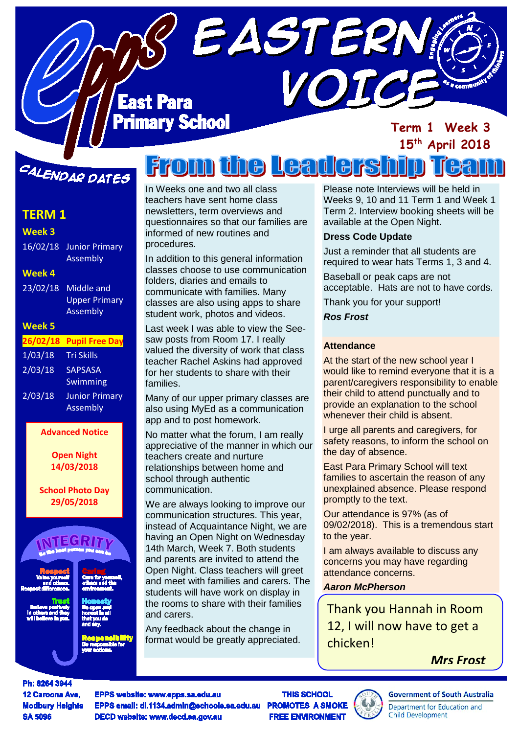# EASTERN VOICE

**East Para Primary School**

Term 1 Week 3
15th April 2018

## CALENDAR DATES

### TERM 1

**Week 3**

16/02/18 Junior Primary Assembly

**Week 4**

23/02/18 Middle and Upper Primary Assembly

**Week 5**

**26/02/18 Pupil Free Day**

1/03/18 Tri Skills

2/03/18 SAPSASA Swimming

2/03/18 Junior Primary Assembly

**Advanced Notice**

**Open Night**
**14/03/2018**

**School Photo Day**
**29/05/2018**

**INTEGRITY**
Be the best person you can be

**Respect** Value yourself and others. Respect differences.

**Caring** Care for yourself, others and the environment.

**Trust** Believe positively in others and they will believe in you.

**Honesty** Be open and honest in all that you do and say.

**Responsibility** Be responsible for your actions.

## From the Leadership Team

In Weeks one and two all class teachers have sent home class newsletters, term overviews and questionnaires so that our families are informed of new routines and procedures.

In addition to this general information classes choose to use communication folders, diaries and emails to communicate with families. Many classes are also using apps to share student work, photos and videos.

Last week I was able to view the See-saw posts from Room 17. I really valued the diversity of work that class teacher Rachel Askins had approved for her students to share with their families.

Many of our upper primary classes are also using MyEd as a communication app and to post homework.

No matter what the forum, I am really appreciative of the manner in which our teachers create and nurture relationships between home and school through authentic communication.

We are always looking to improve our communication structures. This year, instead of Acquaintance Night, we are having an Open Night on Wednesday 14th March, Week 7. Both students and parents are invited to attend the Open Night. Class teachers will greet and meet with families and carers. The students will have work on display in the rooms to share with their families and carers.

Any feedback about the change in format would be greatly appreciated.

Please note Interviews will be held in Weeks 9, 10 and 11 Term 1 and Week 1 Term 2. Interview booking sheets will be available at the Open Night.

**Dress Code Update**

Just a reminder that all students are required to wear hats Terms 1, 3 and 4.

Baseball or peak caps are not acceptable. Hats are not to have cords.

Thank you for your support!

***Ros Frost***

**Attendance**

At the start of the new school year I would like to remind everyone that it is a parent/caregivers responsibility to enable their child to attend punctually and to provide an explanation to the school whenever their child is absent.

I urge all parents and caregivers, for safety reasons, to inform the school on the day of absence.

East Para Primary School will text families to ascertain the reason of any unexplained absence. Please respond promptly to the text.

Our attendance is 97% (as of 09/02/2018). This is a tremendous start to the year.

I am always available to discuss any concerns you may have regarding attendance concerns.

***Aaron McPherson***

Thank you Hannah in Room 12, I will now have to get a chicken!

***Mrs Frost***

Ph: 8264 3944
12 Caroona Ave, Modbury Heights SA 5096

EPPS website: www.epps.sa.edu.au
EPPS email: dl.1134.admin@schools.sa.edu.au
DECD website: www.decd.sa.gov.au

THIS SCHOOL PROMOTES A SMOKE FREE ENVIRONMENT

Government of South Australia
Department for Education and Child Development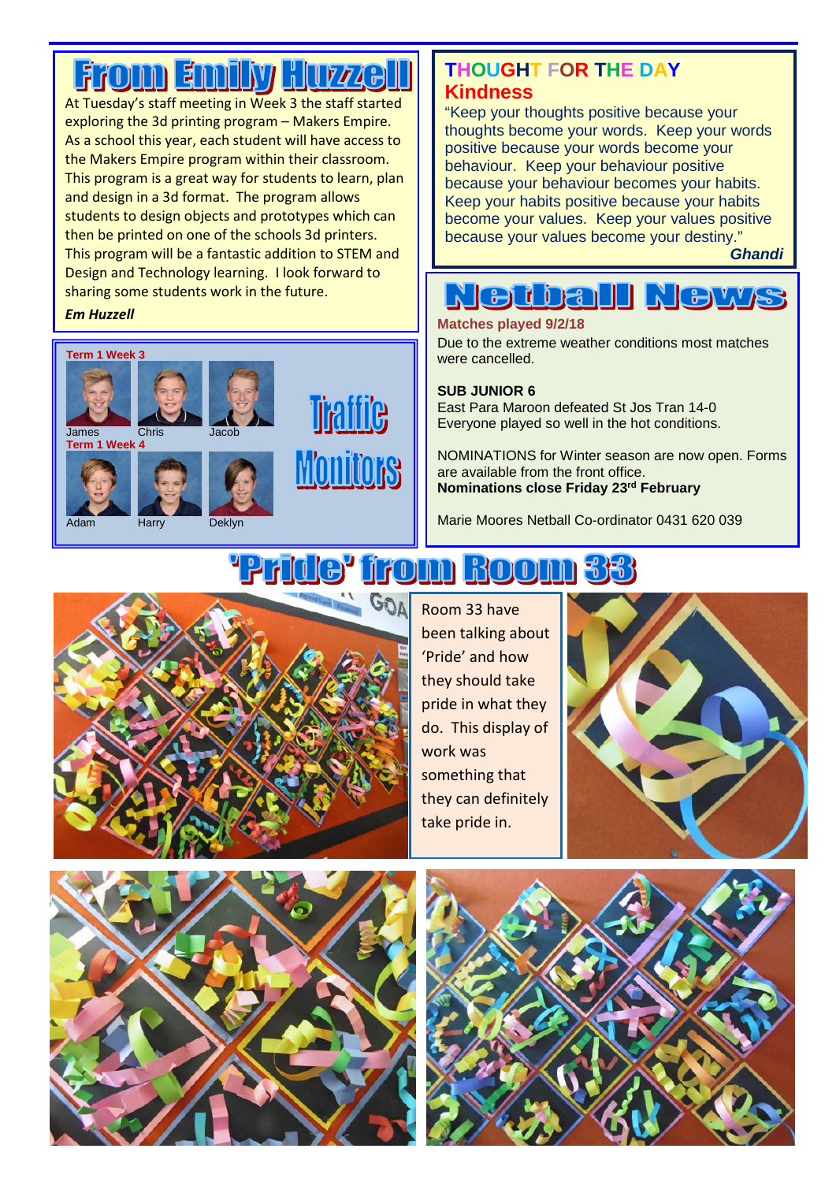# From Emily Huzzell

At Tuesday's staff meeting in Week 3 the staff started exploring the 3d printing program – Makers Empire. As a school this year, each student will have access to the Makers Empire program within their classroom. This program is a great way for students to learn, plan and design in a 3d format. The program allows students to design objects and prototypes which can then be printed on one of the schools 3d printers. This program will be a fantastic addition to STEM and Design and Technology learning. I look forward to sharing some students work in the future.

***Em Huzzell***

## Traffic Monitors

**Term 1 Week 3**

James, Chris, Jacob

**Term 1 Week 4**

Adam, Harry, Deklyn

## THOUGHT FOR THE DAY

**Kindness**

"Keep your thoughts positive because your thoughts become your words. Keep your words positive because your words become your behaviour. Keep your behaviour positive because your behaviour becomes your habits. Keep your habits positive because your habits become your values. Keep your values positive because your values become your destiny."

***Ghandi***

# Netball News

**Matches played 9/2/18**

Due to the extreme weather conditions most matches were cancelled.

**SUB JUNIOR 6**

East Para Maroon defeated St Jos Tran 14-0

Everyone played so well in the hot conditions.

NOMINATIONS for Winter season are now open. Forms are available from the front office.

**Nominations close Friday 23rd February**

Marie Moores Netball Co-ordinator 0431 620 039

# 'Pride' from Room 33

Room 33 have been talking about 'Pride' and how they should take pride in what they do. This display of work was something that they can definitely take pride in.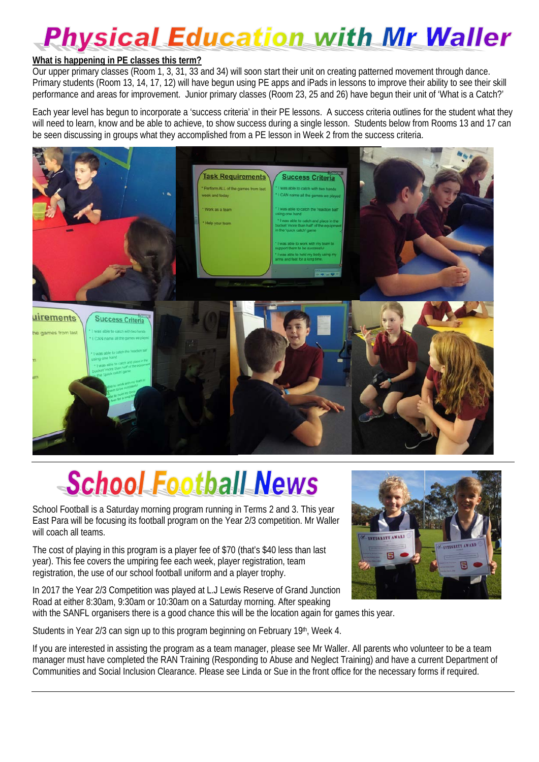# Physical Education with Mr Waller

**What is happening in PE classes this term?**

Our upper primary classes (Room 1, 3, 31, 33 and 34) will soon start their unit on creating patterned movement through dance. Primary students (Room 13, 14, 17, 12) will have begun using PE apps and iPads in lessons to improve their ability to see their skill performance and areas for improvement. Junior primary classes (Room 23, 25 and 26) have begun their unit of 'What is a Catch?'

Each year level has begun to incorporate a 'success criteria' in their PE lessons. A success criteria outlines for the student what they will need to learn, know and be able to achieve, to show success during a single lesson. Students below from Rooms 13 and 17 can be seen discussing in groups what they accomplished from a PE lesson in Week 2 from the success criteria.

# School Football News

School Football is a Saturday morning program running in Terms 2 and 3. This year East Para will be focusing its football program on the Year 2/3 competition. Mr Waller will coach all teams.

The cost of playing in this program is a player fee of $70 (that's $40 less than last year). This fee covers the umpiring fee each week, player registration, team registration, the use of our school football uniform and a player trophy.

In 2017 the Year 2/3 Competition was played at L.J Lewis Reserve of Grand Junction Road at either 8:30am, 9:30am or 10:30am on a Saturday morning. After speaking with the SANFL organisers there is a good chance this will be the location again for games this year.

Students in Year 2/3 can sign up to this program beginning on February 19th, Week 4.

If you are interested in assisting the program as a team manager, please see Mr Waller. All parents who volunteer to be a team manager must have completed the RAN Training (Responding to Abuse and Neglect Training) and have a current Department of Communities and Social Inclusion Clearance. Please see Linda or Sue in the front office for the necessary forms if required.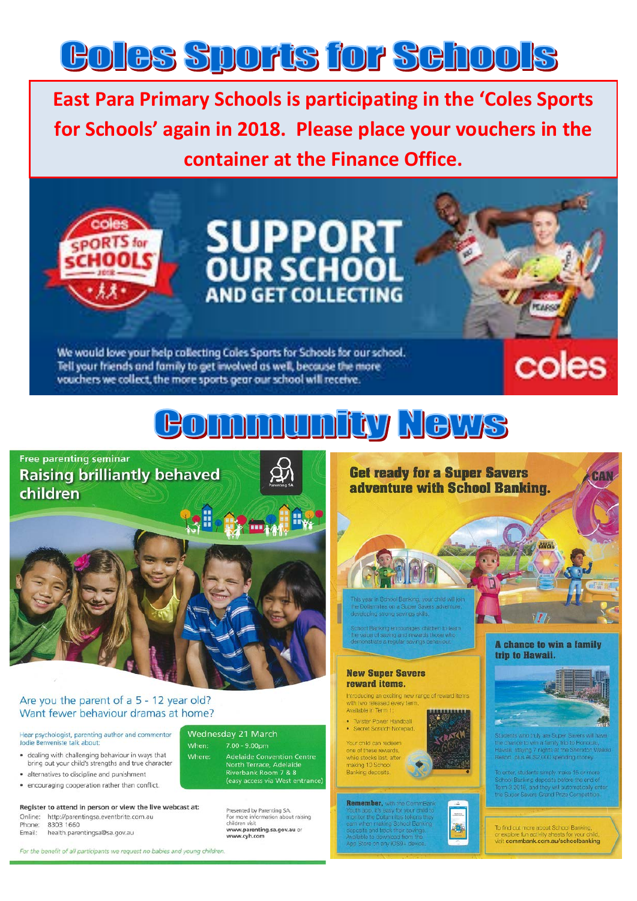# Coles Sports for Schools

**East Para Primary Schools is participating in the 'Coles Sports for Schools' again in 2018. Please place your vouchers in the container at the Finance Office.**

coles SPORTS for SCHOOLS 2018

SUPPORT OUR SCHOOL AND GET COLLECTING

We would love your help collecting Coles Sports for Schools for our school. Tell your friends and family to get involved as well, because the more vouchers we collect, the more sports gear our school will receive.

coles

# Community News

## Free parenting seminar

### Raising brilliantly behaved children

Parenting SA

Are you the parent of a 5 - 12 year old?
Want fewer behaviour dramas at home?

Hear psychologist, parenting author and commentor Jodie Benveniste talk about:

- dealing with challenging behaviour in ways that bring out your child's strengths and true character
- alternatives to discipline and punishment
- encouraging cooperation rather than conflict.

Wednesday 21 March
When: 7.00 - 9.00pm
Where: Adelaide Convention Centre North Terrace, Adelaide Riverbank Room 7 & 8 (easy access via West entrance)

**Register to attend in person or view the live webcast at:**
Online: http://parentingsa.eventbrite.com.au
Phone: 8303 1660
Email: health.parentingsa@sa.gov.au

Presented by Parenting SA.
For more information about raising children visit **www.parenting.sa.gov.au** or **www.cyh.com**

*For the benefit of all participants we request no babies and young children.*

## Get ready for a Super Savers adventure with School Banking.

This year in School Banking, your child will join the Dollarmites on a Super Savers adventure, developing strong savings skills.

School Banking encourages children to learn the value of saving and rewards those who demonstrate a regular savings behaviour.

### New Super Savers reward items.

Introducing an exciting new range of reward items with two released every term.
Available in Term 1:

- Twister Power Handball
- Secret Scratch Notepad.

Your child can redeem one of these rewards, while stocks last, after making 10 School Banking deposits.

### A chance to win a family trip to Hawaii.

Students who truly are Super Savers will have the chance to win a family trip to Honolulu, Hawaii, staying 7 nights at the Sheraton Waikiki Resort, plus AUS2,000 spending money.

To enter, students simply make 15 or more School Banking deposits before the end of Term 3 2018, and they will automatically enter the Super Savers Grand Prize Competition.

**Remember**, with the CommBank Youth app, it's easy for your child to monitor the Dollarmites tokens they earn when making School Banking deposits and track their savings. Available to download from the App Store on any iOS9+ device.

To find out more about School Banking, or explore fun activity sheets for your child, visit **commbank.com.au/schoolbanking**